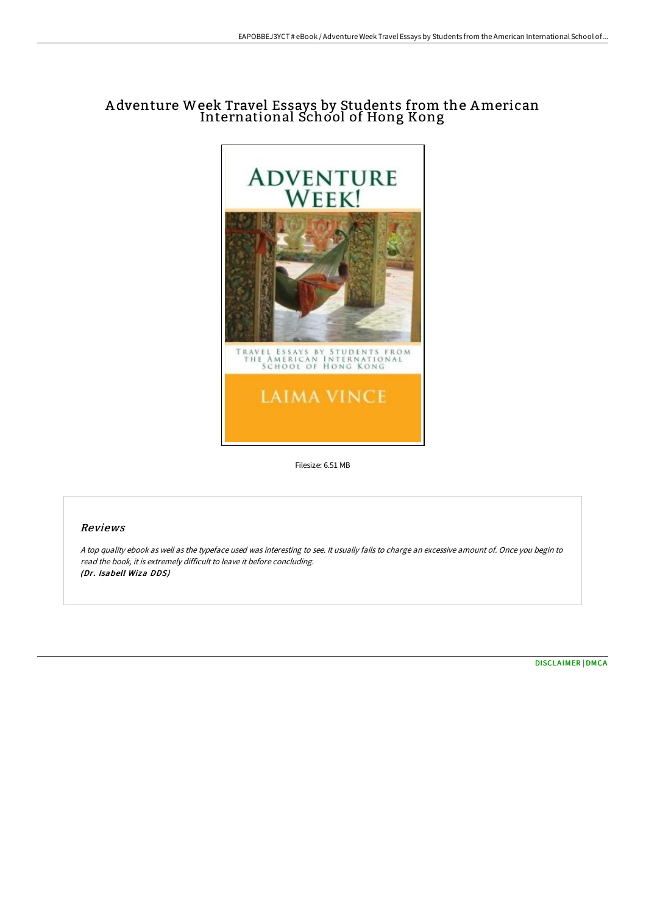# Adventure Week Travel Essays by Students from the American International School of Hong Kong

Filesize: 6.51 MB

## Reviews

*A top quality ebook as well as the typeface used was interesting to see. It usually fails to charge an excessive amount of. Once you begin to read the book, it is extremely difficult to leave it before concluding.*
***(Dr. Isabell Wiza DDS)***

[DISCLAIMER](#) | [DMCA](#)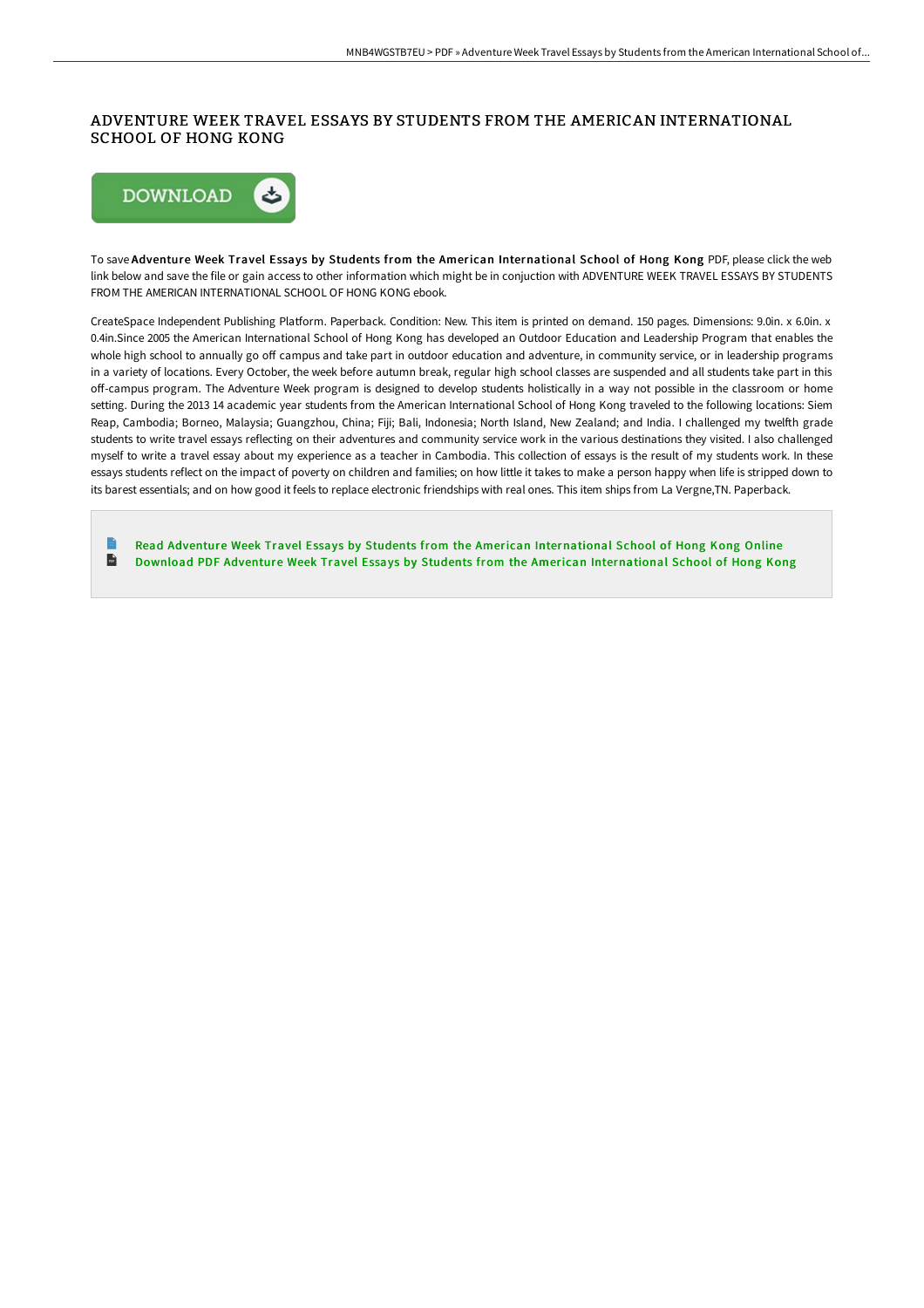# ADVENTURE WEEK TRAVEL ESSAYS BY STUDENTS FROM THE AMERICAN INTERNATIONAL SCHOOL OF HONG KONG

To save **Adventure Week Travel Essays by Students from the American International School of Hong Kong** PDF, please click the web link below and save the file or gain access to other information which might be in conjuction with ADVENTURE WEEK TRAVEL ESSAYS BY STUDENTS FROM THE AMERICAN INTERNATIONAL SCHOOL OF HONG KONG ebook.

CreateSpace Independent Publishing Platform. Paperback. Condition: New. This item is printed on demand. 150 pages. Dimensions: 9.0in. x 6.0in. x 0.4in.Since 2005 the American International School of Hong Kong has developed an Outdoor Education and Leadership Program that enables the whole high school to annually go off campus and take part in outdoor education and adventure, in community service, or in leadership programs in a variety of locations. Every October, the week before autumn break, regular high school classes are suspended and all students take part in this off-campus program. The Adventure Week program is designed to develop students holistically in a way not possible in the classroom or home setting. During the 2013 14 academic year students from the American International School of Hong Kong traveled to the following locations: Siem Reap, Cambodia; Borneo, Malaysia; Guangzhou, China; Fiji; Bali, Indonesia; North Island, New Zealand; and India. I challenged my twelfth grade students to write travel essays reflecting on their adventures and community service work in the various destinations they visited. I also challenged myself to write a travel essay about my experience as a teacher in Cambodia. This collection of essays is the result of my students work. In these essays students reflect on the impact of poverty on children and families; on how little it takes to make a person happy when life is stripped down to its barest essentials; and on how good it feels to replace electronic friendships with real ones. This item ships from La Vergne,TN. Paperback.

- Read Adventure Week Travel Essays by Students from the American International School of Hong Kong Online
- Download PDF Adventure Week Travel Essays by Students from the American International School of Hong Kong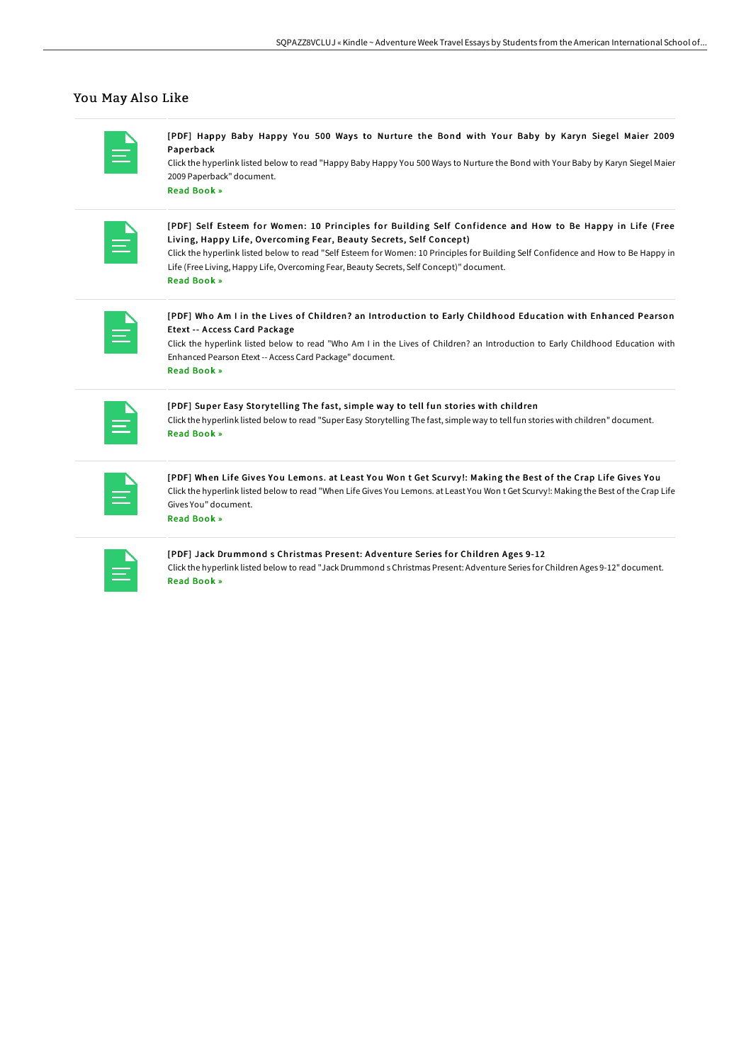## You May Also Like

[PDF] Happy Baby Happy You 500 Ways to Nurture the Bond with Your Baby by Karyn Siegel Maier 2009 Paperback

Click the hyperlink listed below to read "Happy Baby Happy You 500 Ways to Nurture the Bond with Your Baby by Karyn Siegel Maier 2009 Paperback" document.

Read Book »

[PDF] Self Esteem for Women: 10 Principles for Building Self Confidence and How to Be Happy in Life (Free Living, Happy Life, Overcoming Fear, Beauty Secrets, Self Concept)

Click the hyperlink listed below to read "Self Esteem for Women: 10 Principles for Building Self Confidence and How to Be Happy in Life (Free Living, Happy Life, Overcoming Fear, Beauty Secrets, Self Concept)" document.

Read Book »

[PDF] Who Am I in the Lives of Children? an Introduction to Early Childhood Education with Enhanced Pearson Etext -- Access Card Package

Click the hyperlink listed below to read "Who Am I in the Lives of Children? an Introduction to Early Childhood Education with Enhanced Pearson Etext -- Access Card Package" document.

Read Book »

[PDF] Super Easy Storytelling The fast, simple way to tell fun stories with children

Click the hyperlink listed below to read "Super Easy Storytelling The fast, simple way to tell fun stories with children" document.

Read Book »

[PDF] When Life Gives You Lemons. at Least You Won t Get Scurvy!: Making the Best of the Crap Life Gives You

Click the hyperlink listed below to read "When Life Gives You Lemons. at Least You Won t Get Scurvy!: Making the Best of the Crap Life Gives You" document.

Read Book »

[PDF] Jack Drummond s Christmas Present: Adventure Series for Children Ages 9-12

Click the hyperlink listed below to read "Jack Drummond s Christmas Present: Adventure Series for Children Ages 9-12" document.

Read Book »